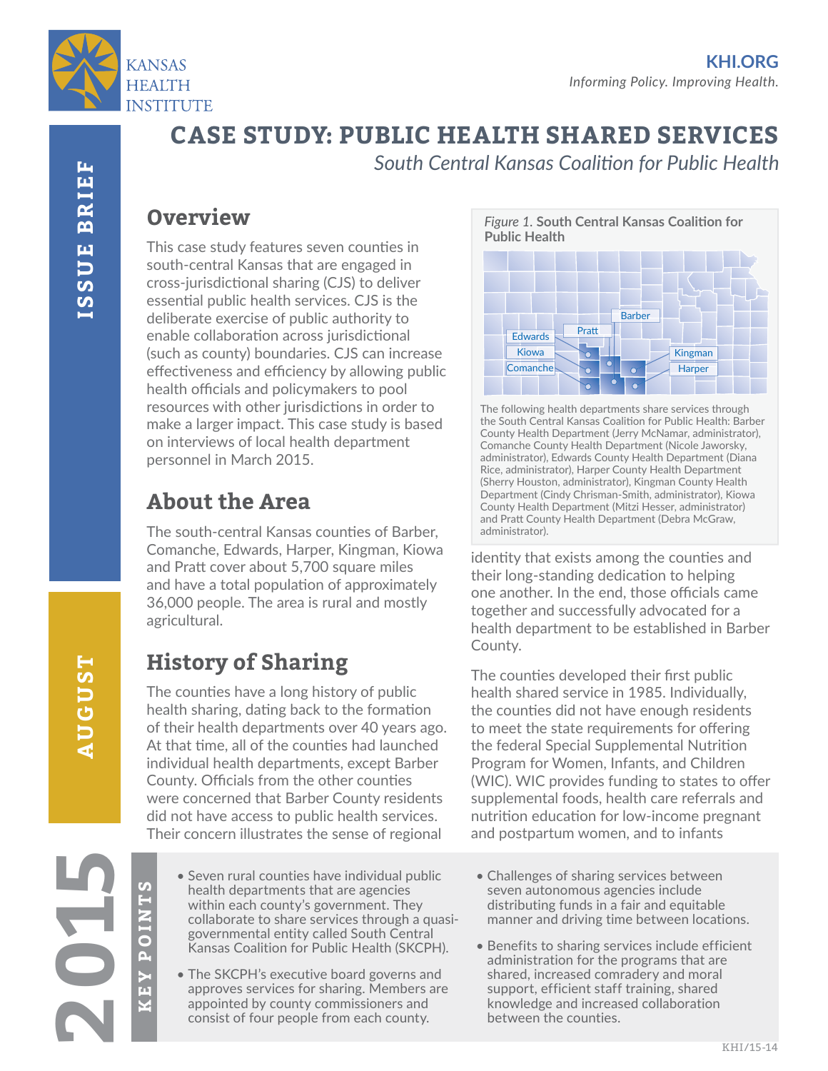KANSAS HEALTH INSTITUTE

**KHI.ORG**
*Informing Policy. Improving Health.*

ISSUE BRIEF

AUGUST 2015

# CASE STUDY: PUBLIC HEALTH SHARED SERVICES

*South Central Kansas Coalition for Public Health*

## Overview

This case study features seven counties in south-central Kansas that are engaged in cross-jurisdictional sharing (CJS) to deliver essential public health services. CJS is the deliberate exercise of public authority to enable collaboration across jurisdictional (such as county) boundaries. CJS can increase effectiveness and efficiency by allowing public health officials and policymakers to pool resources with other jurisdictions in order to make a larger impact. This case study is based on interviews of local health department personnel in March 2015.

## About the Area

The south-central Kansas counties of Barber, Comanche, Edwards, Harper, Kingman, Kiowa and Pratt cover about 5,700 square miles and have a total population of approximately 36,000 people. The area is rural and mostly agricultural.

## History of Sharing

The counties have a long history of public health sharing, dating back to the formation of their health departments over 40 years ago. At that time, all of the counties had launched individual health departments, except Barber County. Officials from the other counties were concerned that Barber County residents did not have access to public health services. Their concern illustrates the sense of regional identity that exists among the counties and their long-standing dedication to helping one another. In the end, those officials came together and successfully advocated for a health department to be established in Barber County.

*Figure 1.* **South Central Kansas Coalition for Public Health**

Barber
Pratt
Edwards
Kiowa
Comanche
Kingman
Harper

The following health departments share services through the South Central Kansas Coalition for Public Health: Barber County Health Department (Jerry McNamar, administrator), Comanche County Health Department (Nicole Jaworsky, administrator), Edwards County Health Department (Diana Rice, administrator), Harper County Health Department (Sherry Houston, administrator), Kingman County Health Department (Cindy Chrisman-Smith, administrator), Kiowa County Health Department (Mitzi Hesser, administrator) and Pratt County Health Department (Debra McGraw, administrator).

The counties developed their first public health shared service in 1985. Individually, the counties did not have enough residents to meet the state requirements for offering the federal Special Supplemental Nutrition Program for Women, Infants, and Children (WIC). WIC provides funding to states to offer supplemental foods, health care referrals and nutrition education for low-income pregnant and postpartum women, and to infants

## KEY POINTS

- Seven rural counties have individual public health departments that are agencies within each county's government. They collaborate to share services through a quasi-governmental entity called South Central Kansas Coalition for Public Health (SKCPH).
- The SKCPH's executive board governs and approves services for sharing. Members are appointed by county commissioners and consist of four people from each county.
- Challenges of sharing services between seven autonomous agencies include distributing funds in a fair and equitable manner and driving time between locations.
- Benefits to sharing services include efficient administration for the programs that are shared, increased comradery and moral support, efficient staff training, shared knowledge and increased collaboration between the counties.

KHI/15-14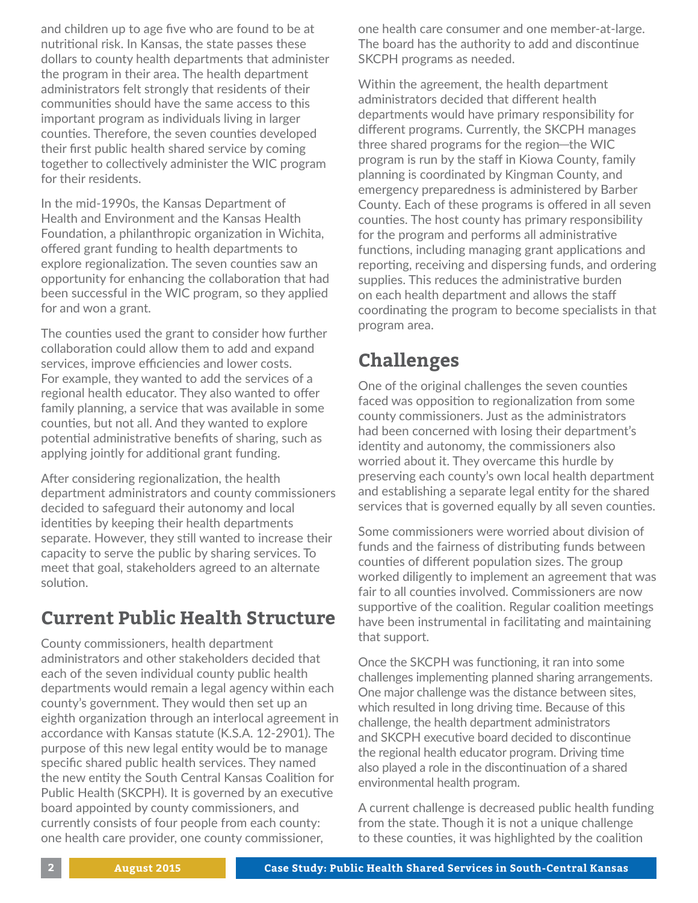and children up to age five who are found to be at nutritional risk. In Kansas, the state passes these dollars to county health departments that administer the program in their area. The health department administrators felt strongly that residents of their communities should have the same access to this important program as individuals living in larger counties. Therefore, the seven counties developed their first public health shared service by coming together to collectively administer the WIC program for their residents.

In the mid-1990s, the Kansas Department of Health and Environment and the Kansas Health Foundation, a philanthropic organization in Wichita, offered grant funding to health departments to explore regionalization. The seven counties saw an opportunity for enhancing the collaboration that had been successful in the WIC program, so they applied for and won a grant.

The counties used the grant to consider how further collaboration could allow them to add and expand services, improve efficiencies and lower costs. For example, they wanted to add the services of a regional health educator. They also wanted to offer family planning, a service that was available in some counties, but not all. And they wanted to explore potential administrative benefits of sharing, such as applying jointly for additional grant funding.

After considering regionalization, the health department administrators and county commissioners decided to safeguard their autonomy and local identities by keeping their health departments separate. However, they still wanted to increase their capacity to serve the public by sharing services. To meet that goal, stakeholders agreed to an alternate solution.

## Current Public Health Structure

County commissioners, health department administrators and other stakeholders decided that each of the seven individual county public health departments would remain a legal agency within each county's government. They would then set up an eighth organization through an interlocal agreement in accordance with Kansas statute (K.S.A. 12-2901). The purpose of this new legal entity would be to manage specific shared public health services. They named the new entity the South Central Kansas Coalition for Public Health (SKCPH). It is governed by an executive board appointed by county commissioners, and currently consists of four people from each county: one health care provider, one county commissioner, one health care consumer and one member-at-large. The board has the authority to add and discontinue SKCPH programs as needed.

Within the agreement, the health department administrators decided that different health departments would have primary responsibility for different programs. Currently, the SKCPH manages three shared programs for the region—the WIC program is run by the staff in Kiowa County, family planning is coordinated by Kingman County, and emergency preparedness is administered by Barber County. Each of these programs is offered in all seven counties. The host county has primary responsibility for the program and performs all administrative functions, including managing grant applications and reporting, receiving and dispersing funds, and ordering supplies. This reduces the administrative burden on each health department and allows the staff coordinating the program to become specialists in that program area.

## Challenges

One of the original challenges the seven counties faced was opposition to regionalization from some county commissioners. Just as the administrators had been concerned with losing their department's identity and autonomy, the commissioners also worried about it. They overcame this hurdle by preserving each county's own local health department and establishing a separate legal entity for the shared services that is governed equally by all seven counties.

Some commissioners were worried about division of funds and the fairness of distributing funds between counties of different population sizes. The group worked diligently to implement an agreement that was fair to all counties involved. Commissioners are now supportive of the coalition. Regular coalition meetings have been instrumental in facilitating and maintaining that support.

Once the SKCPH was functioning, it ran into some challenges implementing planned sharing arrangements. One major challenge was the distance between sites, which resulted in long driving time. Because of this challenge, the health department administrators and SKCPH executive board decided to discontinue the regional health educator program. Driving time also played a role in the discontinuation of a shared environmental health program.

A current challenge is decreased public health funding from the state. Though it is not a unique challenge to these counties, it was highlighted by the coalition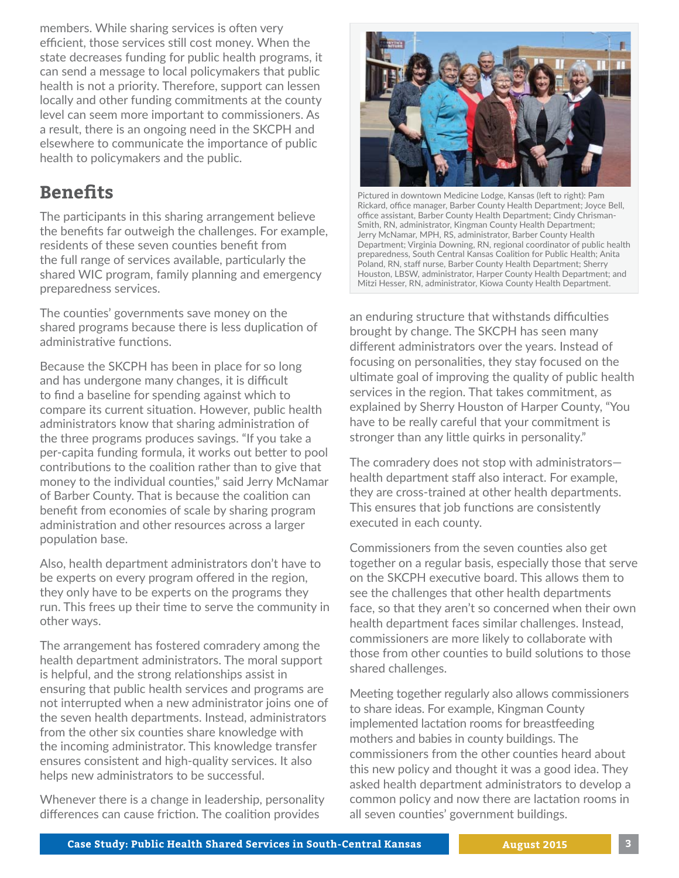members. While sharing services is often very efficient, those services still cost money. When the state decreases funding for public health programs, it can send a message to local policymakers that public health is not a priority. Therefore, support can lessen locally and other funding commitments at the county level can seem more important to commissioners. As a result, there is an ongoing need in the SKCPH and elsewhere to communicate the importance of public health to policymakers and the public.

## Benefits

The participants in this sharing arrangement believe the benefits far outweigh the challenges. For example, residents of these seven counties benefit from the full range of services available, particularly the shared WIC program, family planning and emergency preparedness services.

The counties' governments save money on the shared programs because there is less duplication of administrative functions.

Because the SKCPH has been in place for so long and has undergone many changes, it is difficult to find a baseline for spending against which to compare its current situation. However, public health administrators know that sharing administration of the three programs produces savings. "If you take a per-capita funding formula, it works out better to pool contributions to the coalition rather than to give that money to the individual counties," said Jerry McNamar of Barber County. That is because the coalition can benefit from economies of scale by sharing program administration and other resources across a larger population base.

Also, health department administrators don't have to be experts on every program offered in the region, they only have to be experts on the programs they run. This frees up their time to serve the community in other ways.

The arrangement has fostered comradery among the health department administrators. The moral support is helpful, and the strong relationships assist in ensuring that public health services and programs are not interrupted when a new administrator joins one of the seven health departments. Instead, administrators from the other six counties share knowledge with the incoming administrator. This knowledge transfer ensures consistent and high-quality services. It also helps new administrators to be successful.

Whenever there is a change in leadership, personality differences can cause friction. The coalition provides an enduring structure that withstands difficulties brought by change. The SKCPH has seen many different administrators over the years. Instead of focusing on personalities, they stay focused on the ultimate goal of improving the quality of public health services in the region. That takes commitment, as explained by Sherry Houston of Harper County, "You have to be really careful that your commitment is stronger than any little quirks in personality."

Pictured in downtown Medicine Lodge, Kansas (left to right): Pam Rickard, office manager, Barber County Health Department; Joyce Bell, office assistant, Barber County Health Department; Cindy Chrisman-Smith, RN, administrator, Kingman County Health Department; Jerry McNamar, MPH, RS, administrator, Barber County Health Department; Virginia Downing, RN, regional coordinator of public health preparedness, South Central Kansas Coalition for Public Health; Anita Poland, RN, staff nurse, Barber County Health Department; Sherry Houston, LBSW, administrator, Harper County Health Department; and Mitzi Hesser, RN, administrator, Kiowa County Health Department.

The comradery does not stop with administrators—health department staff also interact. For example, they are cross-trained at other health departments. This ensures that job functions are consistently executed in each county.

Commissioners from the seven counties also get together on a regular basis, especially those that serve on the SKCPH executive board. This allows them to see the challenges that other health departments face, so that they aren't so concerned when their own health department faces similar challenges. Instead, commissioners are more likely to collaborate with those from other counties to build solutions to those shared challenges.

Meeting together regularly also allows commissioners to share ideas. For example, Kingman County implemented lactation rooms for breastfeeding mothers and babies in county buildings. The commissioners from the other counties heard about this new policy and thought it was a good idea. They asked health department administrators to develop a common policy and now there are lactation rooms in all seven counties' government buildings.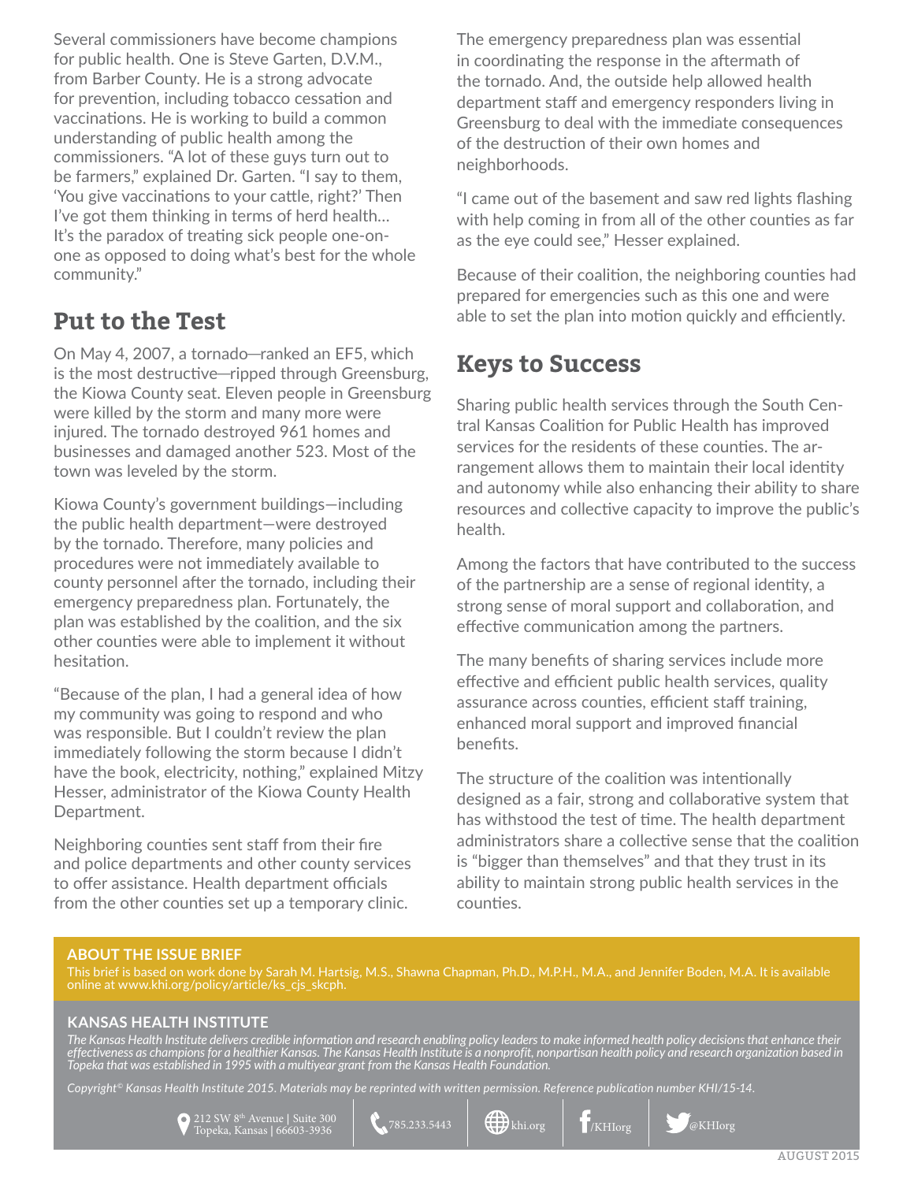Several commissioners have become champions for public health. One is Steve Garten, D.V.M., from Barber County. He is a strong advocate for prevention, including tobacco cessation and vaccinations. He is working to build a common understanding of public health among the commissioners. "A lot of these guys turn out to be farmers," explained Dr. Garten. "I say to them, 'You give vaccinations to your cattle, right?' Then I've got them thinking in terms of herd health... It's the paradox of treating sick people one-on-one as opposed to doing what's best for the whole community."

## Put to the Test

On May 4, 2007, a tornado—ranked an EF5, which is the most destructive—ripped through Greensburg, the Kiowa County seat. Eleven people in Greensburg were killed by the storm and many more were injured. The tornado destroyed 961 homes and businesses and damaged another 523. Most of the town was leveled by the storm.

Kiowa County's government buildings—including the public health department—were destroyed by the tornado. Therefore, many policies and procedures were not immediately available to county personnel after the tornado, including their emergency preparedness plan. Fortunately, the plan was established by the coalition, and the six other counties were able to implement it without hesitation.

"Because of the plan, I had a general idea of how my community was going to respond and who was responsible. But I couldn't review the plan immediately following the storm because I didn't have the book, electricity, nothing," explained Mitzy Hesser, administrator of the Kiowa County Health Department.

Neighboring counties sent staff from their fire and police departments and other county services to offer assistance. Health department officials from the other counties set up a temporary clinic.

The emergency preparedness plan was essential in coordinating the response in the aftermath of the tornado. And, the outside help allowed health department staff and emergency responders living in Greensburg to deal with the immediate consequences of the destruction of their own homes and neighborhoods.

"I came out of the basement and saw red lights flashing with help coming in from all of the other counties as far as the eye could see," Hesser explained.

Because of their coalition, the neighboring counties had prepared for emergencies such as this one and were able to set the plan into motion quickly and efficiently.

## Keys to Success

Sharing public health services through the South Central Kansas Coalition for Public Health has improved services for the residents of these counties. The arrangement allows them to maintain their local identity and autonomy while also enhancing their ability to share resources and collective capacity to improve the public's health.

Among the factors that have contributed to the success of the partnership are a sense of regional identity, a strong sense of moral support and collaboration, and effective communication among the partners.

The many benefits of sharing services include more effective and efficient public health services, quality assurance across counties, efficient staff training, enhanced moral support and improved financial benefits.

The structure of the coalition was intentionally designed as a fair, strong and collaborative system that has withstood the test of time. The health department administrators share a collective sense that the coalition is "bigger than themselves" and that they trust in its ability to maintain strong public health services in the counties.

**ABOUT THE ISSUE BRIEF**

This brief is based on work done by Sarah M. Hartsig, M.S., Shawna Chapman, Ph.D., M.P.H., M.A., and Jennifer Boden, M.A. It is available online at www.khi.org/policy/article/ks_cjs_skcph.

**KANSAS HEALTH INSTITUTE**

*The Kansas Health Institute delivers credible information and research enabling policy leaders to make informed health policy decisions that enhance their effectiveness as champions for a healthier Kansas. The Kansas Health Institute is a nonprofit, nonpartisan health policy and research organization based in Topeka that was established in 1995 with a multiyear grant from the Kansas Health Foundation.*

*Copyright© Kansas Health Institute 2015. Materials may be reprinted with written permission. Reference publication number KHI/15-14.*

212 SW 8th Avenue | Suite 300
Topeka, Kansas | 66603-3936

785.233.5443

khi.org

/KHIorg

@KHIorg

AUGUST 2015